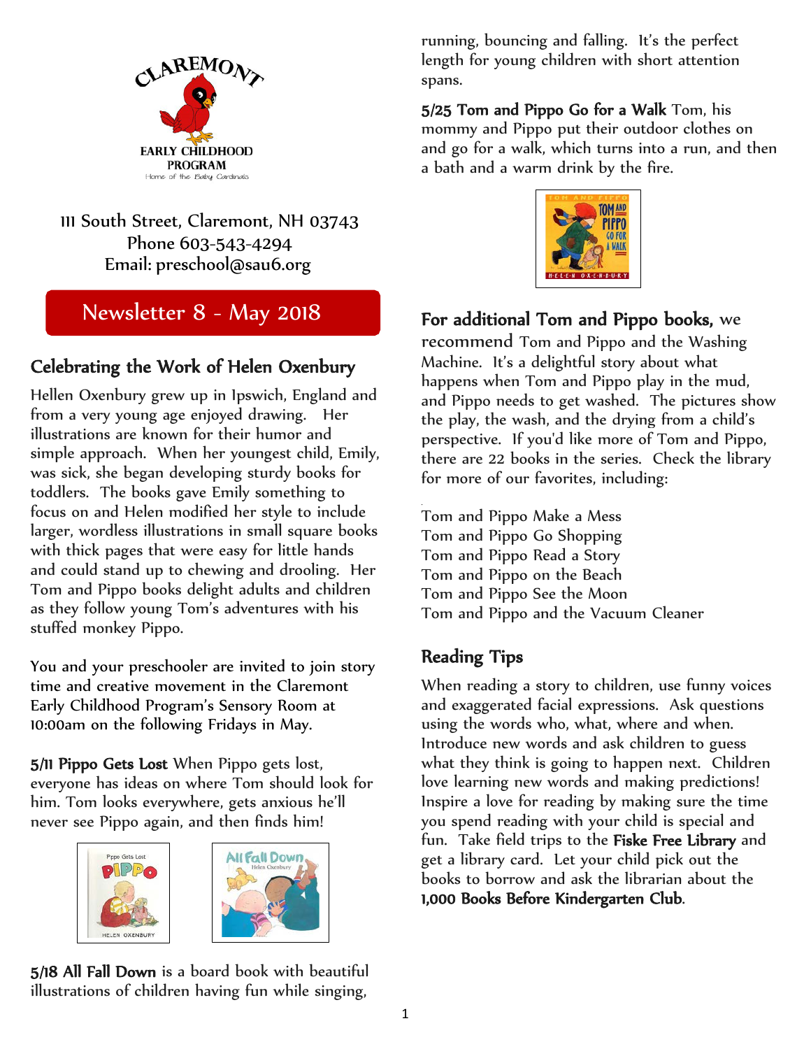CLAREMONT

EARLY CHILDHOOD PROGRAM

Home of the Baby Cardinals

111 South Street, Claremont, NH 03743
Phone 603-543-4294
Email: preschool@sau6.org

# Newsletter 8 - May 2018

## Celebrating the Work of Helen Oxenbury

Hellen Oxenbury grew up in Ipswich, England and from a very young age enjoyed drawing. Her illustrations are known for their humor and simple approach. When her youngest child, Emily, was sick, she began developing sturdy books for toddlers. The books gave Emily something to focus on and Helen modified her style to include larger, wordless illustrations in small square books with thick pages that were easy for little hands and could stand up to chewing and drooling. Her Tom and Pippo books delight adults and children as they follow young Tom's adventures with his stuffed monkey Pippo.

You and your preschooler are invited to join story time and creative movement in the Claremont Early Childhood Program's Sensory Room at 10:00am on the following Fridays in May.

**5/11 Pippo Gets Lost** When Pippo gets lost, everyone has ideas on where Tom should look for him. Tom looks everywhere, gets anxious he'll never see Pippo again, and then finds him!

**5/18 All Fall Down** is a board book with beautiful illustrations of children having fun while singing, running, bouncing and falling. It's the perfect length for young children with short attention spans.

**5/25 Tom and Pippo Go for a Walk** Tom, his mommy and Pippo put their outdoor clothes on and go for a walk, which turns into a run, and then a bath and a warm drink by the fire.

**For additional Tom and Pippo books,** we recommend Tom and Pippo and the Washing Machine. It's a delightful story about what happens when Tom and Pippo play in the mud, and Pippo needs to get washed. The pictures show the play, the wash, and the drying from a child's perspective. If you'd like more of Tom and Pippo, there are 22 books in the series. Check the library for more of our favorites, including:

Tom and Pippo Make a Mess
Tom and Pippo Go Shopping
Tom and Pippo Read a Story
Tom and Pippo on the Beach
Tom and Pippo See the Moon
Tom and Pippo and the Vacuum Cleaner

## Reading Tips

When reading a story to children, use funny voices and exaggerated facial expressions. Ask questions using the words who, what, where and when. Introduce new words and ask children to guess what they think is going to happen next. Children love learning new words and making predictions! Inspire a love for reading by making sure the time you spend reading with your child is special and fun. Take field trips to the **Fiske Free Library** and get a library card. Let your child pick out the books to borrow and ask the librarian about the **1,000 Books Before Kindergarten Club**.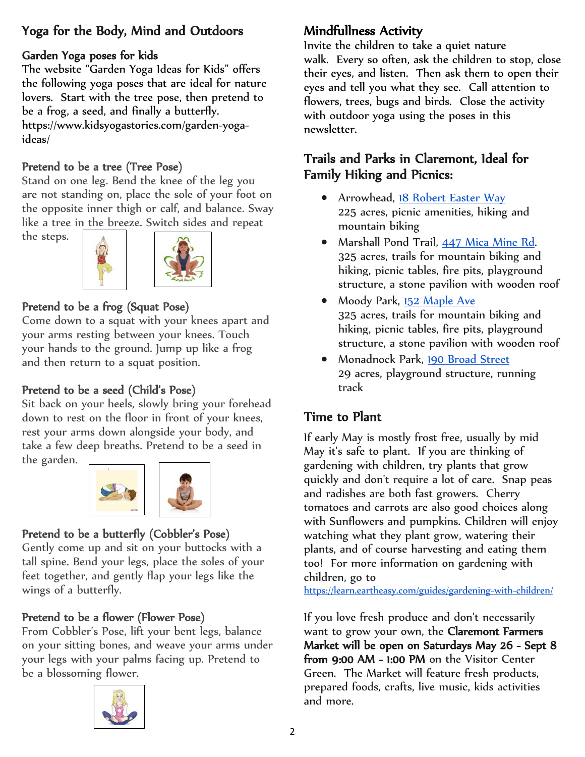## Yoga for the Body, Mind and Outdoors

### Garden Yoga poses for kids

The website "Garden Yoga Ideas for Kids" offers the following yoga poses that are ideal for nature lovers. Start with the tree pose, then pretend to be a frog, a seed, and finally a butterfly. https://www.kidsyogastories.com/garden-yoga-ideas/

### Pretend to be a tree (Tree Pose)

Stand on one leg. Bend the knee of the leg you are not standing on, place the sole of your foot on the opposite inner thigh or calf, and balance. Sway like a tree in the breeze. Switch sides and repeat the steps.

### Pretend to be a frog (Squat Pose)

Come down to a squat with your knees apart and your arms resting between your knees. Touch your hands to the ground. Jump up like a frog and then return to a squat position.

### Pretend to be a seed (Child's Pose)

Sit back on your heels, slowly bring your forehead down to rest on the floor in front of your knees, rest your arms down alongside your body, and take a few deep breaths. Pretend to be a seed in the garden.

### Pretend to be a butterfly (Cobbler's Pose)

Gently come up and sit on your buttocks with a tall spine. Bend your legs, place the soles of your feet together, and gently flap your legs like the wings of a butterfly.

### Pretend to be a flower (Flower Pose)

From Cobbler's Pose, lift your bent legs, balance on your sitting bones, and weave your arms under your legs with your palms facing up. Pretend to be a blossoming flower.

## Mindfullness Activity

Invite the children to take a quiet nature walk. Every so often, ask the children to stop, close their eyes, and listen. Then ask them to open their eyes and tell you what they see. Call attention to flowers, trees, bugs and birds. Close the activity with outdoor yoga using the poses in this newsletter.

## Trails and Parks in Claremont, Ideal for Family Hiking and Picnics:

- Arrowhead, 18 Robert Easter Way
  225 acres, picnic amenities, hiking and mountain biking
- Marshall Pond Trail, 447 Mica Mine Rd.
  325 acres, trails for mountain biking and hiking, picnic tables, fire pits, playground structure, a stone pavilion with wooden roof
- Moody Park, 152 Maple Ave
  325 acres, trails for mountain biking and hiking, picnic tables, fire pits, playground structure, a stone pavilion with wooden roof
- Monadnock Park, 190 Broad Street
  29 acres, playground structure, running track

## Time to Plant

If early May is mostly frost free, usually by mid May it's safe to plant. If you are thinking of gardening with children, try plants that grow quickly and don't require a lot of care. Snap peas and radishes are both fast growers. Cherry tomatoes and carrots are also good choices along with Sunflowers and pumpkins. Children will enjoy watching what they plant grow, watering their plants, and of course harvesting and eating them too! For more information on gardening with children, go to https://learn.eartheasy.com/guides/gardening-with-children/

If you love fresh produce and don't necessarily want to grow your own, the **Claremont Farmers Market will be open on Saturdays May 26 - Sept 8 from 9:00 AM - 1:00 PM** on the Visitor Center Green. The Market will feature fresh products, prepared foods, crafts, live music, kids activities and more.